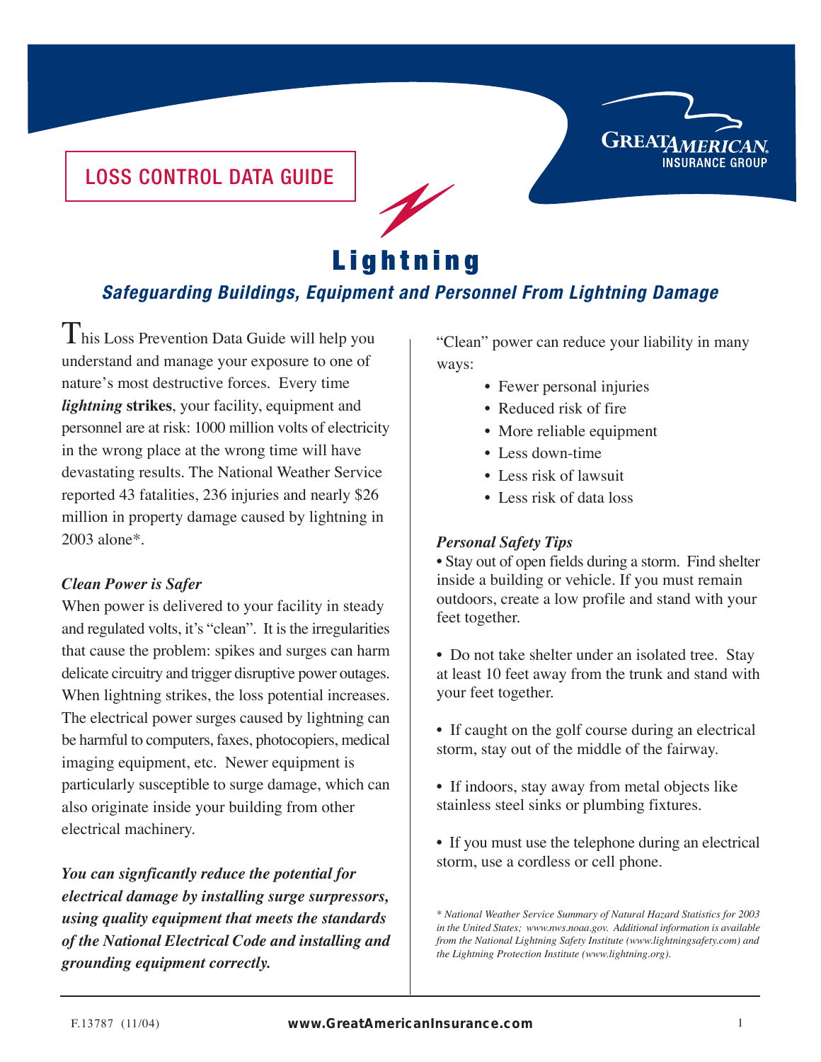LOSS CONTROL DATA GUIDE

GREAT AMERICAN INSURANCE GROUP

# Lightning

## *Safeguarding Buildings, Equipment and Personnel From Lightning Damage*

This Loss Prevention Data Guide will help you understand and manage your exposure to one of nature's most destructive forces. Every time ***lightning*** **strikes**, your facility, equipment and personnel are at risk: 1000 million volts of electricity in the wrong place at the wrong time will have devastating results. The National Weather Service reported 43 fatalities, 236 injuries and nearly $26 million in property damage caused by lightning in 2003 alone*.

### *Clean Power is Safer*

When power is delivered to your facility in steady and regulated volts, it's "clean". It is the irregularities that cause the problem: spikes and surges can harm delicate circuitry and trigger disruptive power outages. When lightning strikes, the loss potential increases. The electrical power surges caused by lightning can be harmful to computers, faxes, photocopiers, medical imaging equipment, etc. Newer equipment is particularly susceptible to surge damage, which can also originate inside your building from other electrical machinery.

***You can signficantly reduce the potential for electrical damage by installing surge surpressors, using quality equipment that meets the standards of the National Electrical Code and installing and grounding equipment correctly.***

"Clean" power can reduce your liability in many ways:

- Fewer personal injuries
- Reduced risk of fire
- More reliable equipment
- Less down-time
- Less risk of lawsuit
- Less risk of data loss

### *Personal Safety Tips*

- Stay out of open fields during a storm. Find shelter inside a building or vehicle. If you must remain outdoors, create a low profile and stand with your feet together.
- Do not take shelter under an isolated tree. Stay at least 10 feet away from the trunk and stand with your feet together.
- If caught on the golf course during an electrical storm, stay out of the middle of the fairway.
- If indoors, stay away from metal objects like stainless steel sinks or plumbing fixtures.
- If you must use the telephone during an electrical storm, use a cordless or cell phone.

*\* National Weather Service Summary of Natural Hazard Statistics for 2003 in the United States; www.nws.noaa.gov. Additional information is available from the National Lightning Safety Institute (www.lightningsafety.com) and the Lightning Protection Institute (www.lightning.org).*

F.13787 (11/04) www.GreatAmericanInsurance.com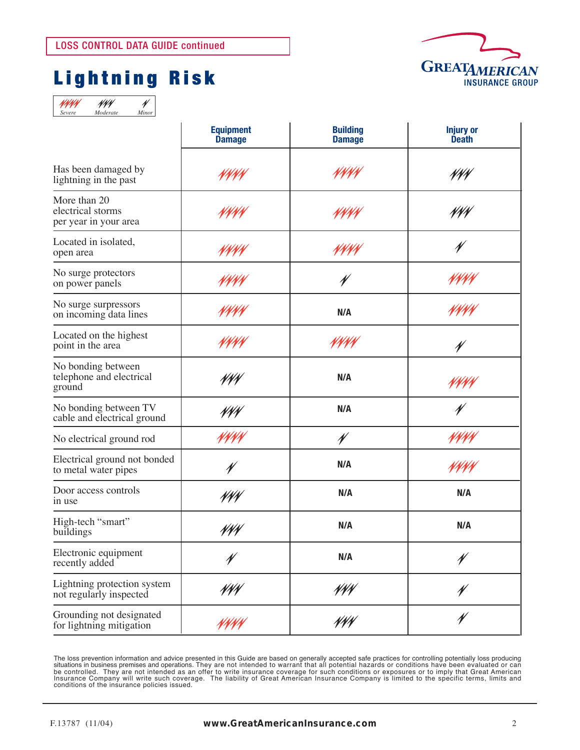LOSS CONTROL DATA GUIDE continued

# Lightning Risk

Severe / Moderate / Minor

| | Equipment Damage | Building Damage | Injury or Death |
|---|---|---|---|
| Has been damaged by lightning in the past | Severe | Severe | Moderate |
| More than 20 electrical storms per year in your area | Severe | Severe | Moderate |
| Located in isolated, open area | Severe | Severe | Minor |
| No surge protectors on power panels | Severe | Minor | Severe |
| No surge surpressors on incoming data lines | Severe | N/A | Severe |
| Located on the highest point in the area | Severe | Severe | Minor |
| No bonding between telephone and electrical ground | Moderate | N/A | Severe |
| No bonding between TV cable and electrical ground | Moderate | N/A | Minor |
| No electrical ground rod | Severe | Minor | Severe |
| Electrical ground not bonded to metal water pipes | Minor | N/A | Severe |
| Door access controls in use | Moderate | N/A | N/A |
| High-tech "smart" buildings | Moderate | N/A | N/A |
| Electronic equipment recently added | Minor | N/A | Minor |
| Lightning protection system not regularly inspected | Moderate | Moderate | Minor |
| Grounding not designated for lightning mitigation | Severe | Moderate | Minor |

The loss prevention information and advice presented in this Guide are based on generally accepted safe practices for controlling potentially loss producing situations in business premises and operations. They are not intended to warrant that all potential hazards or conditions have been evaluated or can be controlled. They are not intended as an offer to write insurance coverage for such conditions or exposures or to imply that Great American Insurance Company will write such coverage. The liability of Great American Insurance Company is limited to the specific terms, limits and conditions of the insurance policies issued.

F.13787 (11/04) www.GreatAmericanInsurance.com